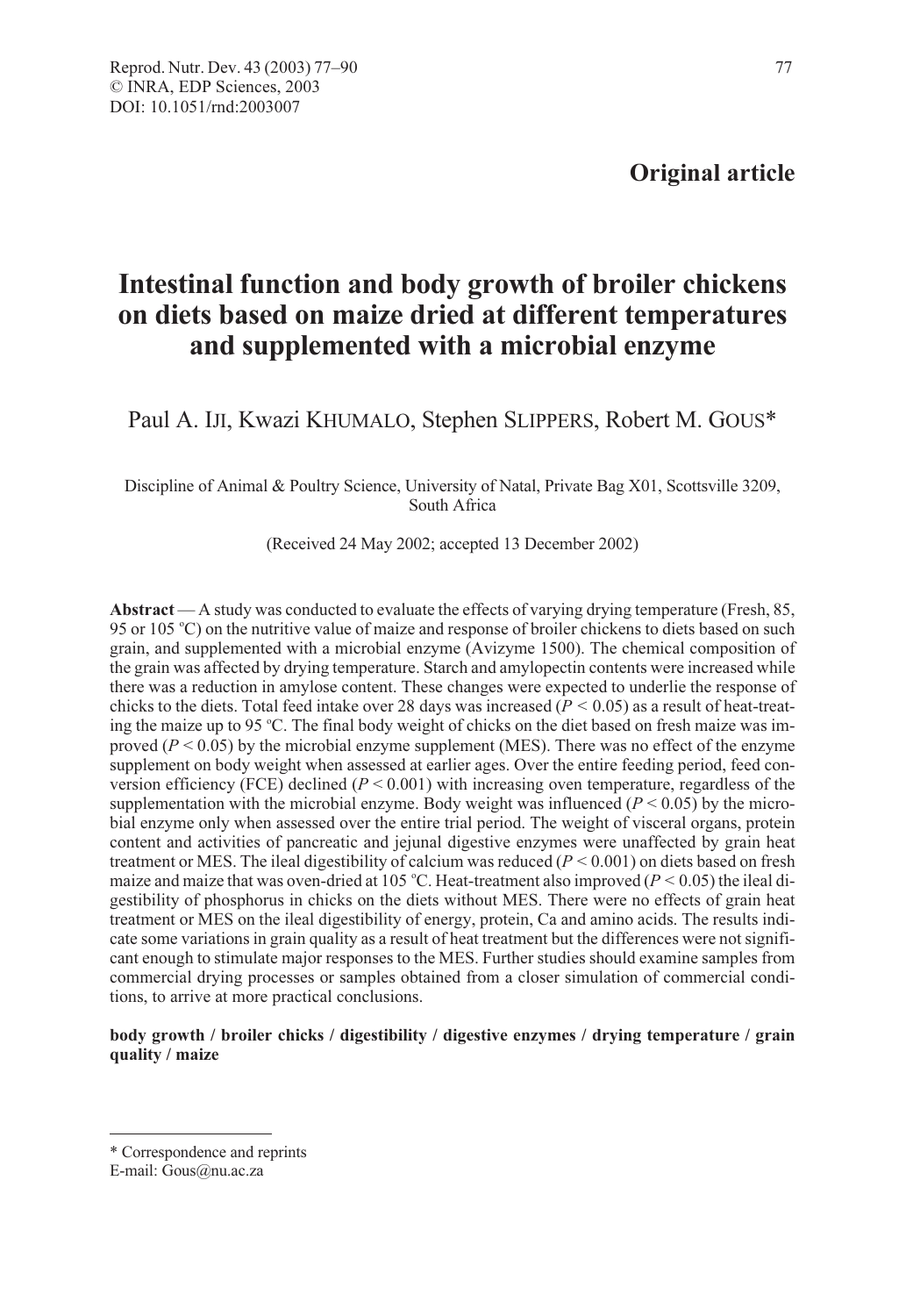**Original article**

# Intestinal function and body growth of broiler chickens on diets based on maize dried at different temperatures and supplemented with a microbial enzyme

Paul A. IJI, Kwazi KHUMALO, Stephen SLIPPERS, Robert M. GOUS*

Discipline of Animal & Poultry Science, University of Natal, Private Bag X01, Scottsville 3209, South Africa

(Received 24 May 2002; accepted 13 December 2002)

**Abstract** — A study was conducted to evaluate the effects of varying drying temperature (Fresh, 85, 95 or 105 °C) on the nutritive value of maize and response of broiler chickens to diets based on such grain, and supplemented with a microbial enzyme (Avizyme 1500). The chemical composition of the grain was affected by drying temperature. Starch and amylopectin contents were increased while there was a reduction in amylose content. These changes were expected to underlie the response of chicks to the diets. Total feed intake over 28 days was increased ($P < 0.05$) as a result of heat-treating the maize up to 95 °C. The final body weight of chicks on the diet based on fresh maize was improved ($P < 0.05$) by the microbial enzyme supplement (MES). There was no effect of the enzyme supplement on body weight when assessed at earlier ages. Over the entire feeding period, feed conversion efficiency (FCE) declined ($P < 0.001$) with increasing oven temperature, regardless of the supplementation with the microbial enzyme. Body weight was influenced ($P < 0.05$) by the microbial enzyme only when assessed over the entire trial period. The weight of visceral organs, protein content and activities of pancreatic and jejunal digestive enzymes were unaffected by grain heat treatment or MES. The ileal digestibility of calcium was reduced ($P < 0.001$) on diets based on fresh maize and maize that was oven-dried at 105 °C. Heat-treatment also improved ($P < 0.05$) the ileal digestibility of phosphorus in chicks on the diets without MES. There were no effects of grain heat treatment or MES on the ileal digestibility of energy, protein, Ca and amino acids. The results indicate some variations in grain quality as a result of heat treatment but the differences were not significant enough to stimulate major responses to the MES. Further studies should examine samples from commercial drying processes or samples obtained from a closer simulation of commercial conditions, to arrive at more practical conclusions.

**body growth / broiler chicks / digestibility / digestive enzymes / drying temperature / grain quality / maize**

---

* Correspondence and reprints
E-mail: Gous@nu.ac.za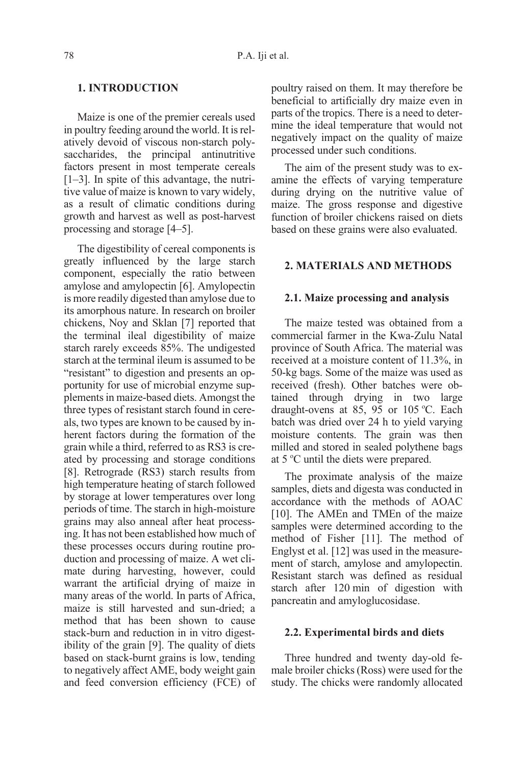## 1. INTRODUCTION

Maize is one of the premier cereals used in poultry feeding around the world. It is relatively devoid of viscous non-starch polysaccharides, the principal antinutritive factors present in most temperate cereals [1–3]. In spite of this advantage, the nutritive value of maize is known to vary widely, as a result of climatic conditions during growth and harvest as well as post-harvest processing and storage [4–5].

The digestibility of cereal components is greatly influenced by the large starch component, especially the ratio between amylose and amylopectin [6]. Amylopectin is more readily digested than amylose due to its amorphous nature. In research on broiler chickens, Noy and Sklan [7] reported that the terminal ileal digestibility of maize starch rarely exceeds 85%. The undigested starch at the terminal ileum is assumed to be "resistant" to digestion and presents an opportunity for use of microbial enzyme supplements in maize-based diets. Amongst the three types of resistant starch found in cereals, two types are known to be caused by inherent factors during the formation of the grain while a third, referred to as RS3 is created by processing and storage conditions [8]. Retrograde (RS3) starch results from high temperature heating of starch followed by storage at lower temperatures over long periods of time. The starch in high-moisture grains may also anneal after heat processing. It has not been established how much of these processes occurs during routine production and processing of maize. A wet climate during harvesting, however, could warrant the artificial drying of maize in many areas of the world. In parts of Africa, maize is still harvested and sun-dried; a method that has been shown to cause stack-burn and reduction in in vitro digestibility of the grain [9]. The quality of diets based on stack-burnt grains is low, tending to negatively affect AME, body weight gain and feed conversion efficiency (FCE) of poultry raised on them. It may therefore be beneficial to artificially dry maize even in parts of the tropics. There is a need to determine the ideal temperature that would not negatively impact on the quality of maize processed under such conditions.

The aim of the present study was to examine the effects of varying temperature during drying on the nutritive value of maize. The gross response and digestive function of broiler chickens raised on diets based on these grains were also evaluated.

## 2. MATERIALS AND METHODS

### 2.1. Maize processing and analysis

The maize tested was obtained from a commercial farmer in the Kwa-Zulu Natal province of South Africa. The material was received at a moisture content of 11.3%, in 50-kg bags. Some of the maize was used as received (fresh). Other batches were obtained through drying in two large draught-ovens at 85, 95 or 105 °C. Each batch was dried over 24 h to yield varying moisture contents. The grain was then milled and stored in sealed polythene bags at 5 °C until the diets were prepared.

The proximate analysis of the maize samples, diets and digesta was conducted in accordance with the methods of AOAC [10]. The AMEn and TMEn of the maize samples were determined according to the method of Fisher [11]. The method of Englyst et al. [12] was used in the measurement of starch, amylose and amylopectin. Resistant starch was defined as residual starch after 120 min of digestion with pancreatin and amyloglucosidase.

### 2.2. Experimental birds and diets

Three hundred and twenty day-old female broiler chicks (Ross) were used for the study. The chicks were randomly allocated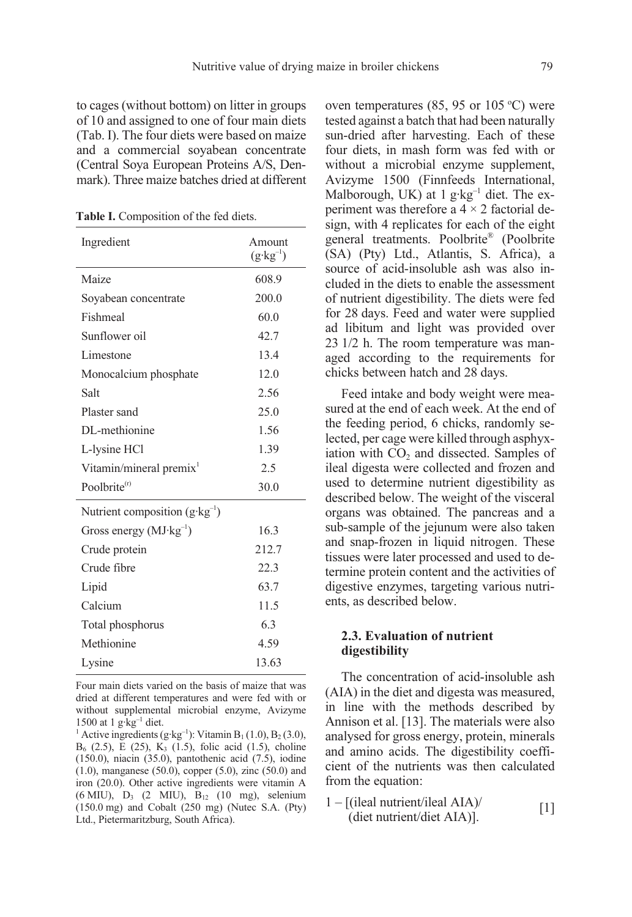to cages (without bottom) on litter in groups of 10 and assigned to one of four main diets (Tab. I). The four diets were based on maize and a commercial soyabean concentrate (Central Soya European Proteins A/S, Denmark). Three maize batches dried at different oven temperatures (85, 95 or 105 °C) were tested against a batch that had been naturally sun-dried after harvesting. Each of these four diets, in mash form was fed with or without a microbial enzyme supplement, Avizyme 1500 (Finnfeeds International, Malborough, UK) at 1 g·kg$^{-1}$ diet. The experiment was therefore a 4 × 2 factorial design, with 4 replicates for each of the eight general treatments. Poolbrite® (Poolbrite (SA) (Pty) Ltd., Atlantis, S. Africa), a source of acid-insoluble ash was also included in the diets to enable the assessment of nutrient digestibility. The diets were fed for 28 days. Feed and water were supplied ad libitum and light was provided over 23 1/2 h. The room temperature was managed according to the requirements for chicks between hatch and 28 days.

**Table I.** Composition of the fed diets.

| Ingredient | Amount (g·kg$^{-1}$) |
|---|---|
| Maize | 608.9 |
| Soyabean concentrate | 200.0 |
| Fishmeal | 60.0 |
| Sunflower oil | 42.7 |
| Limestone | 13.4 |
| Monocalcium phosphate | 12.0 |
| Salt | 2.56 |
| Plaster sand | 25.0 |
| DL-methionine | 1.56 |
| L-lysine HCl | 1.39 |
| Vitamin/mineral premix[1] | 2.5 |
| Poolbrite(r) | 30.0 |
| Nutrient composition (g·kg$^{-1}$) | |
| Gross energy (MJ·kg$^{-1}$) | 16.3 |
| Crude protein | 212.7 |
| Crude fibre | 22.3 |
| Lipid | 63.7 |
| Calcium | 11.5 |
| Total phosphorus | 6.3 |
| Methionine | 4.59 |
| Lysine | 13.63 |

Four main diets varied on the basis of maize that was dried at different temperatures and were fed with or without supplemental microbial enzyme, Avizyme 1500 at 1 g·kg$^{-1}$ diet.

[1] Active ingredients (g·kg$^{-1}$): Vitamin $B_1$ (1.0), $B_2$ (3.0), $B_6$ (2.5), E (25), $K_3$ (1.5), folic acid (1.5), choline (150.0), niacin (35.0), pantothenic acid (7.5), iodine (1.0), manganese (50.0), copper (5.0), zinc (50.0) and iron (20.0). Other active ingredients were vitamin A (6 MIU), $D_3$ (2 MIU), $B_{12}$ (10 mg), selenium (150.0 mg) and Cobalt (250 mg) (Nutec S.A. (Pty) Ltd., Pietermaritzburg, South Africa).

Feed intake and body weight were measured at the end of each week. At the end of the feeding period, 6 chicks, randomly selected, per cage were killed through asphyxiation with $CO_2$ and dissected. Samples of ileal digesta were collected and frozen and used to determine nutrient digestibility as described below. The weight of the visceral organs was obtained. The pancreas and a sub-sample of the jejunum were also taken and snap-frozen in liquid nitrogen. These tissues were later processed and used to determine protein content and the activities of digestive enzymes, targeting various nutrients, as described below.

### 2.3. Evaluation of nutrient digestibility

The concentration of acid-insoluble ash (AIA) in the diet and digesta was measured, in line with the methods described by Annison et al. [13]. The materials were also analysed for gross energy, protein, minerals and amino acids. The digestibility coefficient of the nutrients was then calculated from the equation:

$$1 - [(\text{ileal nutrient}/\text{ileal AIA})/(\text{diet nutrient}/\text{diet AIA})]. \quad [1]$$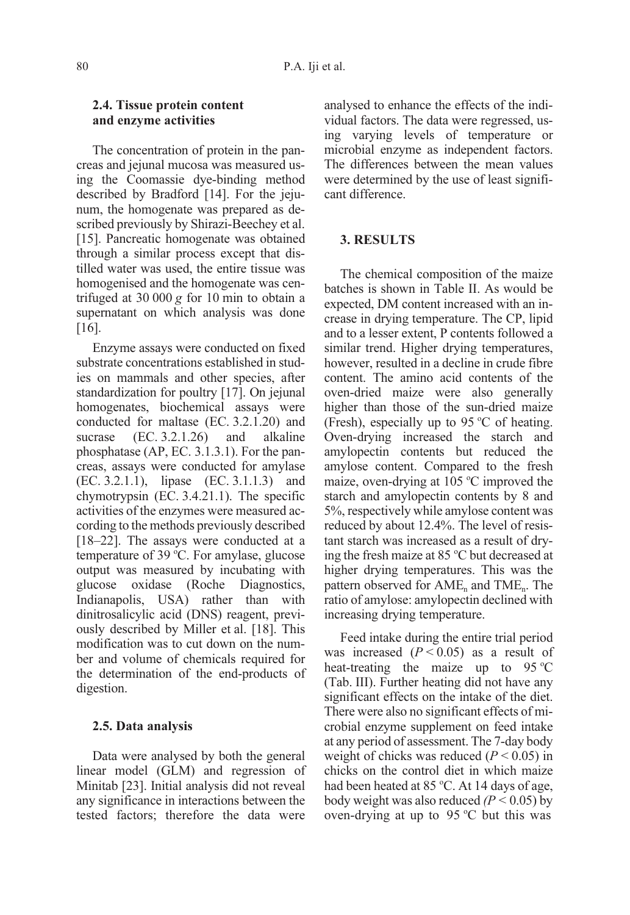### 2.4. Tissue protein content and enzyme activities

The concentration of protein in the pancreas and jejunal mucosa was measured using the Coomassie dye-binding method described by Bradford [14]. For the jejunum, the homogenate was prepared as described previously by Shirazi-Beechey et al. [15]. Pancreatic homogenate was obtained through a similar process except that distilled water was used, the entire tissue was homogenised and the homogenate was centrifuged at 30 000 *g* for 10 min to obtain a supernatant on which analysis was done [16].

Enzyme assays were conducted on fixed substrate concentrations established in studies on mammals and other species, after standardization for poultry [17]. On jejunal homogenates, biochemical assays were conducted for maltase (EC. 3.2.1.20) and sucrase (EC. 3.2.1.26) and alkaline phosphatase (AP, EC. 3.1.3.1). For the pancreas, assays were conducted for amylase (EC. 3.2.1.1), lipase (EC. 3.1.1.3) and chymotrypsin (EC. 3.4.21.1). The specific activities of the enzymes were measured according to the methods previously described [18–22]. The assays were conducted at a temperature of 39 ºC. For amylase, glucose output was measured by incubating with glucose oxidase (Roche Diagnostics, Indianapolis, USA) rather than with dinitrosalicylic acid (DNS) reagent, previously described by Miller et al. [18]. This modification was to cut down on the number and volume of chemicals required for the determination of the end-products of digestion.

### 2.5. Data analysis

Data were analysed by both the general linear model (GLM) and regression of Minitab [23]. Initial analysis did not reveal any significance in interactions between the tested factors; therefore the data were analysed to enhance the effects of the individual factors. The data were regressed, using varying levels of temperature or microbial enzyme as independent factors. The differences between the mean values were determined by the use of least significant difference.

## 3. RESULTS

The chemical composition of the maize batches is shown in Table II. As would be expected, DM content increased with an increase in drying temperature. The CP, lipid and to a lesser extent, P contents followed a similar trend. Higher drying temperatures, however, resulted in a decline in crude fibre content. The amino acid contents of the oven-dried maize were also generally higher than those of the sun-dried maize (Fresh), especially up to 95 ºC of heating. Oven-drying increased the starch and amylopectin contents but reduced the amylose content. Compared to the fresh maize, oven-drying at 105 ºC improved the starch and amylopectin contents by 8 and 5%, respectively while amylose content was reduced by about 12.4%. The level of resistant starch was increased as a result of drying the fresh maize at 85 ºC but decreased at higher drying temperatures. This was the pattern observed for $AME_n$ and $TME_n$. The ratio of amylose: amylopectin declined with increasing drying temperature.

Feed intake during the entire trial period was increased ($P < 0.05$) as a result of heat-treating the maize up to 95 ºC (Tab. III). Further heating did not have any significant effects on the intake of the diet. There were also no significant effects of microbial enzyme supplement on feed intake at any period of assessment. The 7-day body weight of chicks was reduced ($P < 0.05$) in chicks on the control diet in which maize had been heated at 85 ºC. At 14 days of age, body weight was also reduced ($P < 0.05$) by oven-drying at up to 95 ºC but this was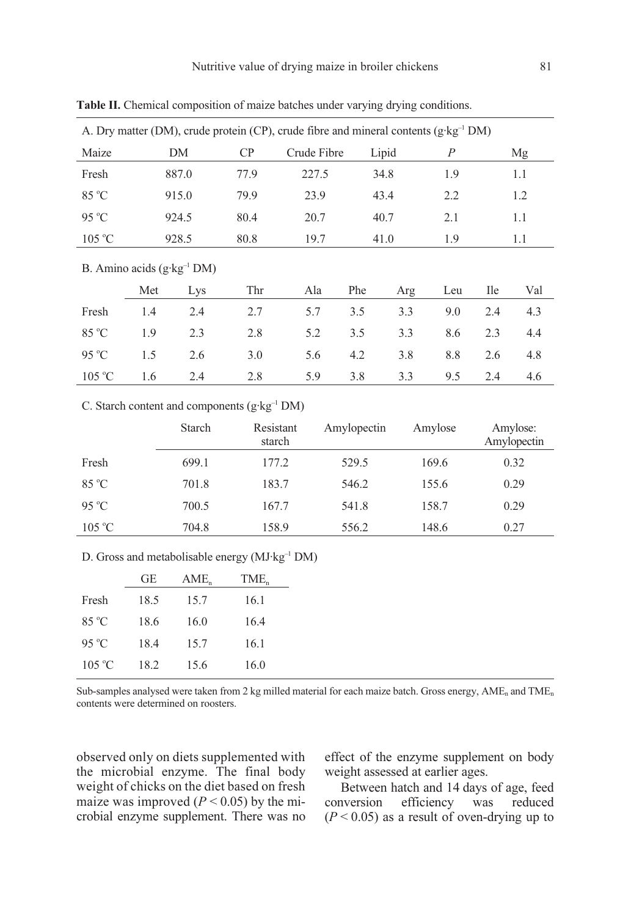**Table II.** Chemical composition of maize batches under varying drying conditions.

A. Dry matter (DM), crude protein (CP), crude fibre and mineral contents ($g \cdot kg^{-1}$ DM)

| Maize | DM | CP | Crude Fibre | Lipid | *P* | Mg |
|---|---|---|---|---|---|---|
| Fresh | 887.0 | 77.9 | 227.5 | 34.8 | 1.9 | 1.1 |
| 85 °C | 915.0 | 79.9 | 23.9 | 43.4 | 2.2 | 1.2 |
| 95 °C | 924.5 | 80.4 | 20.7 | 40.7 | 2.1 | 1.1 |
| 105 °C | 928.5 | 80.8 | 19.7 | 41.0 | 1.9 | 1.1 |

B. Amino acids ($g \cdot kg^{-1}$ DM)

| | Met | Lys | Thr | Ala | Phe | Arg | Leu | Ile | Val |
|---|---|---|---|---|---|---|---|---|---|
| Fresh | 1.4 | 2.4 | 2.7 | 5.7 | 3.5 | 3.3 | 9.0 | 2.4 | 4.3 |
| 85 °C | 1.9 | 2.3 | 2.8 | 5.2 | 3.5 | 3.3 | 8.6 | 2.3 | 4.4 |
| 95 °C | 1.5 | 2.6 | 3.0 | 5.6 | 4.2 | 3.8 | 8.8 | 2.6 | 4.8 |
| 105 °C | 1.6 | 2.4 | 2.8 | 5.9 | 3.8 | 3.3 | 9.5 | 2.4 | 4.6 |

C. Starch content and components ($g \cdot kg^{-1}$ DM)

| | Starch | Resistant starch | Amylopectin | Amylose | Amylose: Amylopectin |
|---|---|---|---|---|---|
| Fresh | 699.1 | 177.2 | 529.5 | 169.6 | 0.32 |
| 85 °C | 701.8 | 183.7 | 546.2 | 155.6 | 0.29 |
| 95 °C | 700.5 | 167.7 | 541.8 | 158.7 | 0.29 |
| 105 °C | 704.8 | 158.9 | 556.2 | 148.6 | 0.27 |

D. Gross and metabolisable energy ($MJ \cdot kg^{-1}$ DM)

| | GE | $AME_n$ | $TME_n$ |
|---|---|---|---|
| Fresh | 18.5 | 15.7 | 16.1 |
| 85 °C | 18.6 | 16.0 | 16.4 |
| 95 °C | 18.4 | 15.7 | 16.1 |
| 105 °C | 18.2 | 15.6 | 16.0 |

Sub-samples analysed were taken from 2 kg milled material for each maize batch. Gross energy, $AME_n$ and $TME_n$ contents were determined on roosters.

observed only on diets supplemented with the microbial enzyme. The final body weight of chicks on the diet based on fresh maize was improved ($P < 0.05$) by the microbial enzyme supplement. There was no effect of the enzyme supplement on body weight assessed at earlier ages.

Between hatch and 14 days of age, feed conversion efficiency was reduced ($P < 0.05$) as a result of oven-drying up to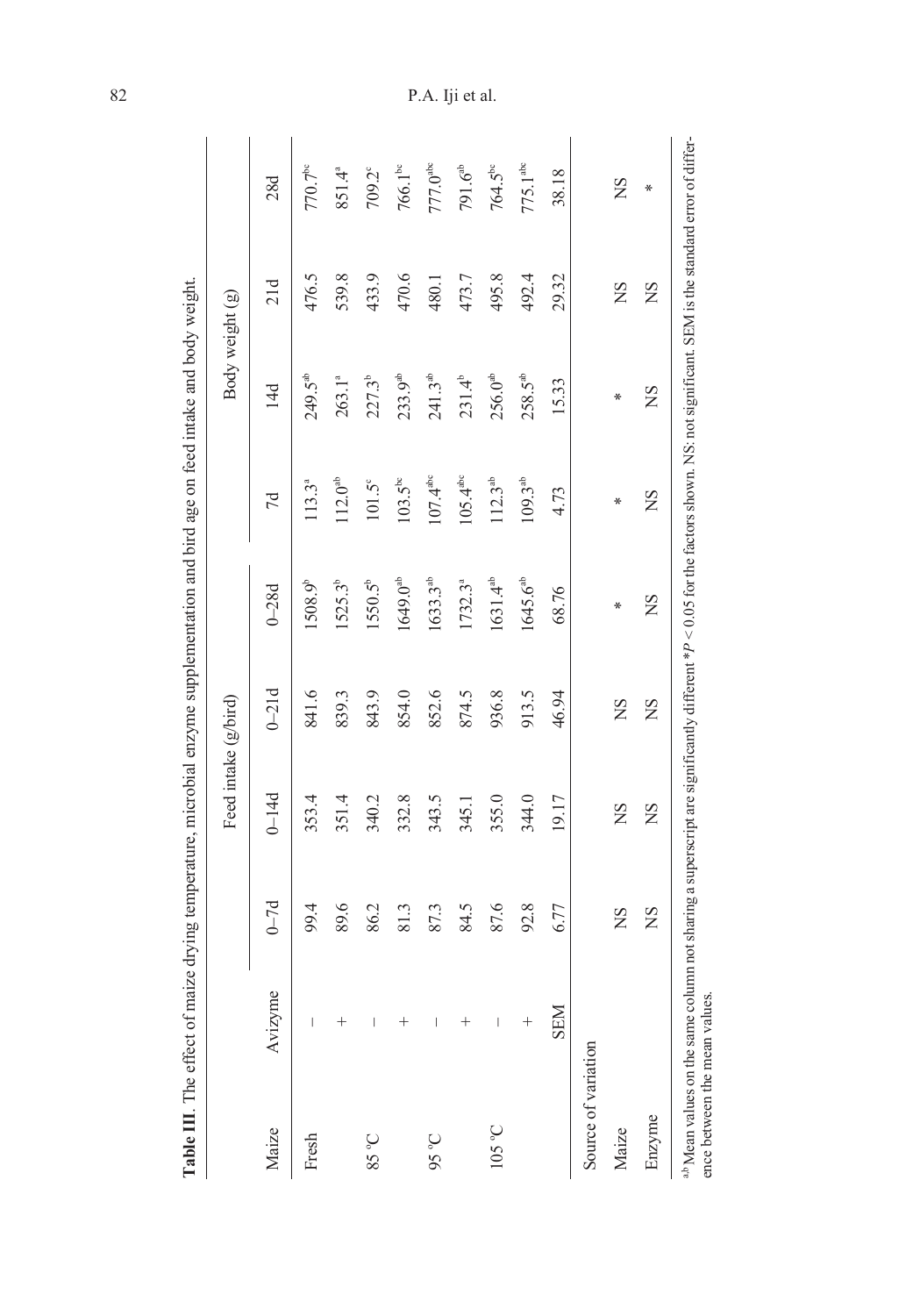**Table III**. The effect of maize drying temperature, microbial enzyme supplementation and bird age on feed intake and body weight.

| Maize | Avizyme | Feed intake (g/bird) | | | | Body weight (g) | | | |
|---|---|---|---|---|---|---|---|---|---|
| | | 0–7d | 0–14d | 0–21d | 0–28d | 7d | 14d | 21d | 28d |
| Fresh | – | 99.4 | 353.4 | 841.6 | 1508.9[b] | 113.3[a] | 249.5[ab] | 476.5 | 770.7[bc] |
| | + | 89.6 | 351.4 | 839.3 | 1525.3[b] | 112.0[ab] | 263.1[a] | 539.8 | 851.4[a] |
| 85 °C | – | 86.2 | 340.2 | 843.9 | 1550.5[b] | 101.5[c] | 227.3[b] | 433.9 | 709.2[c] |
| | + | 81.3 | 332.8 | 854.0 | 1649.0[ab] | 103.5[bc] | 233.9[ab] | 470.6 | 766.1[bc] |
| 95 °C | – | 87.3 | 343.5 | 852.6 | 1633.3[ab] | 107.4[abc] | 241.3[ab] | 480.1 | 777.0[abc] |
| | + | 84.5 | 345.1 | 874.5 | 1732.3[a] | 105.4[abc] | 231.4[b] | 473.7 | 791.6[ab] |
| 105 °C | – | 87.6 | 355.0 | 936.8 | 1631.4[ab] | 112.3[ab] | 256.0[ab] | 495.8 | 764.5[bc] |
| | + | 92.8 | 344.0 | 913.5 | 1645.6[ab] | 109.3[ab] | 258.5[ab] | 492.4 | 775.1[abc] |
| | SEM | 6.77 | 19.17 | 46.94 | 68.76 | 4.73 | 15.33 | 29.32 | 38.18 |
| Source of variation | | | | | | | | | |
| Maize | | NS | NS | NS | * | * | * | NS | NS |
| Enzyme | | NS | NS | NS | NS | NS | NS | NS | * |

[a,b]Mean values on the same column not sharing a superscript are significantly different $*P < 0.05$ for the factors shown. NS: not significant. SEM is the standard error of difference between the mean values.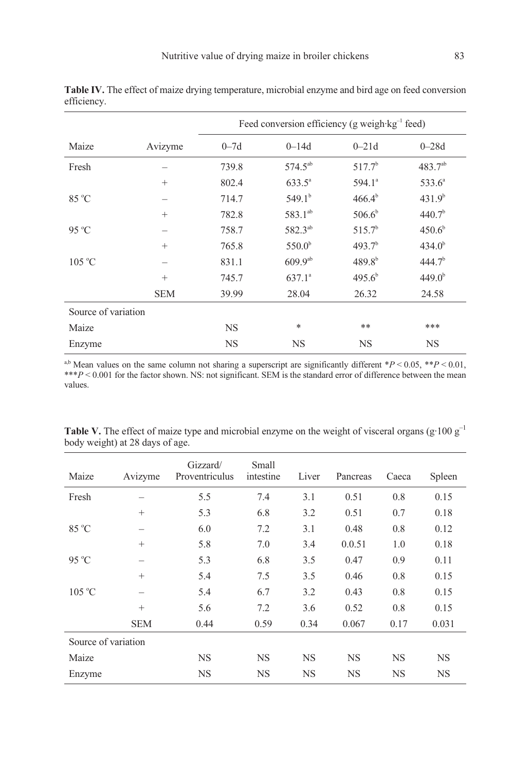**Table IV.** The effect of maize drying temperature, microbial enzyme and bird age on feed conversion efficiency.

| Maize | Avizyme | Feed conversion efficiency (g weigh·kg$^{-1}$ feed) | | | |
|---|---|---|---|---|---|
| | | 0–7d | 0–14d | 0–21d | 0–28d |
| Fresh | – | 739.8 | 574.5$^{ab}$ | 517.7$^{b}$ | 483.7$^{ab}$ |
| | + | 802.4 | 633.5$^{a}$ | 594.1$^{a}$ | 533.6$^{a}$ |
| 85 °C | – | 714.7 | 549.1$^{b}$ | 466.4$^{b}$ | 431.9$^{b}$ |
| | + | 782.8 | 583.1$^{ab}$ | 506.6$^{b}$ | 440.7$^{b}$ |
| 95 °C | – | 758.7 | 582.3$^{ab}$ | 515.7$^{b}$ | 450.6$^{b}$ |
| | + | 765.8 | 550.0$^{b}$ | 493.7$^{b}$ | 434.0$^{b}$ |
| 105 °C | – | 831.1 | 609.9$^{ab}$ | 489.8$^{b}$ | 444.7$^{b}$ |
| | + | 745.7 | 637.1$^{a}$ | 495.6$^{b}$ | 449.0$^{b}$ |
| | SEM | 39.99 | 28.04 | 26.32 | 24.58 |
| Source of variation | | | | | |
| Maize | | NS | * | ** | *** |
| Enzyme | | NS | NS | NS | NS |

[a,b] Mean values on the same column not sharing a superscript are significantly different *$P < 0.05$, **$P < 0.01$, ***$P < 0.001$ for the factor shown. NS: not significant. SEM is the standard error of difference between the mean values.

**Table V.** The effect of maize type and microbial enzyme on the weight of visceral organs (g·100 g$^{-1}$ body weight) at 28 days of age.

| Maize | Avizyme | Gizzard/ Proventriculus | Small intestine | Liver | Pancreas | Caeca | Spleen |
|---|---|---|---|---|---|---|---|
| Fresh | – | 5.5 | 7.4 | 3.1 | 0.51 | 0.8 | 0.15 |
| | + | 5.3 | 6.8 | 3.2 | 0.51 | 0.7 | 0.18 |
| 85 °C | – | 6.0 | 7.2 | 3.1 | 0.48 | 0.8 | 0.12 |
| | + | 5.8 | 7.0 | 3.4 | 0.0.51 | 1.0 | 0.18 |
| 95 °C | – | 5.3 | 6.8 | 3.5 | 0.47 | 0.9 | 0.11 |
| | + | 5.4 | 7.5 | 3.5 | 0.46 | 0.8 | 0.15 |
| 105 °C | – | 5.4 | 6.7 | 3.2 | 0.43 | 0.8 | 0.15 |
| | + | 5.6 | 7.2 | 3.6 | 0.52 | 0.8 | 0.15 |
| | SEM | 0.44 | 0.59 | 0.34 | 0.067 | 0.17 | 0.031 |
| Source of variation | | | | | | | |
| Maize | | NS | NS | NS | NS | NS | NS |
| Enzyme | | NS | NS | NS | NS | NS | NS |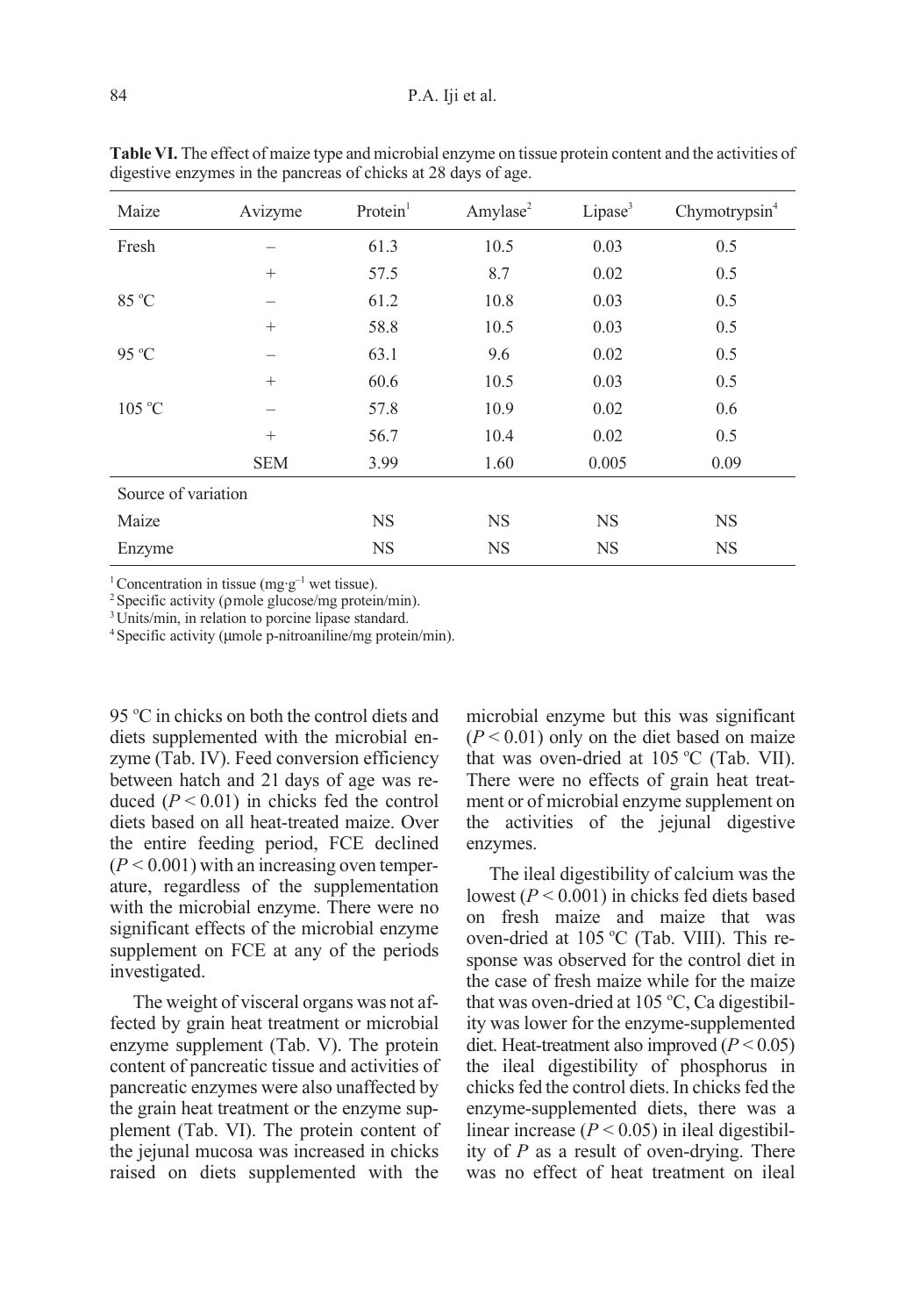**Table VI.** The effect of maize type and microbial enzyme on tissue protein content and the activities of digestive enzymes in the pancreas of chicks at 28 days of age.

| Maize | Avizyme | Protein[1] | Amylase[2] | Lipase[3] | Chymotrypsin[4] |
|---|---|---|---|---|---|
| Fresh | – | 61.3 | 10.5 | 0.03 | 0.5 |
| | + | 57.5 | 8.7 | 0.02 | 0.5 |
| 85 °C | – | 61.2 | 10.8 | 0.03 | 0.5 |
| | + | 58.8 | 10.5 | 0.03 | 0.5 |
| 95 °C | – | 63.1 | 9.6 | 0.02 | 0.5 |
| | + | 60.6 | 10.5 | 0.03 | 0.5 |
| 105 °C | – | 57.8 | 10.9 | 0.02 | 0.6 |
| | + | 56.7 | 10.4 | 0.02 | 0.5 |
| | SEM | 3.99 | 1.60 | 0.005 | 0.09 |
| Source of variation | | | | | |
| Maize | | NS | NS | NS | NS |
| Enzyme | | NS | NS | NS | NS |

[1] Concentration in tissue ($mg \cdot g^{-1}$ wet tissue).
[2] Specific activity (ρmole glucose/mg protein/min).
[3] Units/min, in relation to porcine lipase standard.
[4] Specific activity (µmole p-nitroaniline/mg protein/min).

95 °C in chicks on both the control diets and diets supplemented with the microbial enzyme (Tab. IV). Feed conversion efficiency between hatch and 21 days of age was reduced ($P < 0.01$) in chicks fed the control diets based on all heat-treated maize. Over the entire feeding period, FCE declined ($P < 0.001$) with an increasing oven temperature, regardless of the supplementation with the microbial enzyme. There were no significant effects of the microbial enzyme supplement on FCE at any of the periods investigated.

The weight of visceral organs was not affected by grain heat treatment or microbial enzyme supplement (Tab. V). The protein content of pancreatic tissue and activities of pancreatic enzymes were also unaffected by the grain heat treatment or the enzyme supplement (Tab. VI). The protein content of the jejunal mucosa was increased in chicks raised on diets supplemented with the microbial enzyme but this was significant ($P < 0.01$) only on the diet based on maize that was oven-dried at 105 °C (Tab. VII). There were no effects of grain heat treatment or of microbial enzyme supplement on the activities of the jejunal digestive enzymes.

The ileal digestibility of calcium was the lowest ($P < 0.001$) in chicks fed diets based on fresh maize and maize that was oven-dried at 105 °C (Tab. VIII). This response was observed for the control diet in the case of fresh maize while for the maize that was oven-dried at 105 °C, Ca digestibility was lower for the enzyme-supplemented diet. Heat-treatment also improved ($P < 0.05$) the ileal digestibility of phosphorus in chicks fed the control diets. In chicks fed the enzyme-supplemented diets, there was a linear increase ($P < 0.05$) in ileal digestibility of *P* as a result of oven-drying. There was no effect of heat treatment on ileal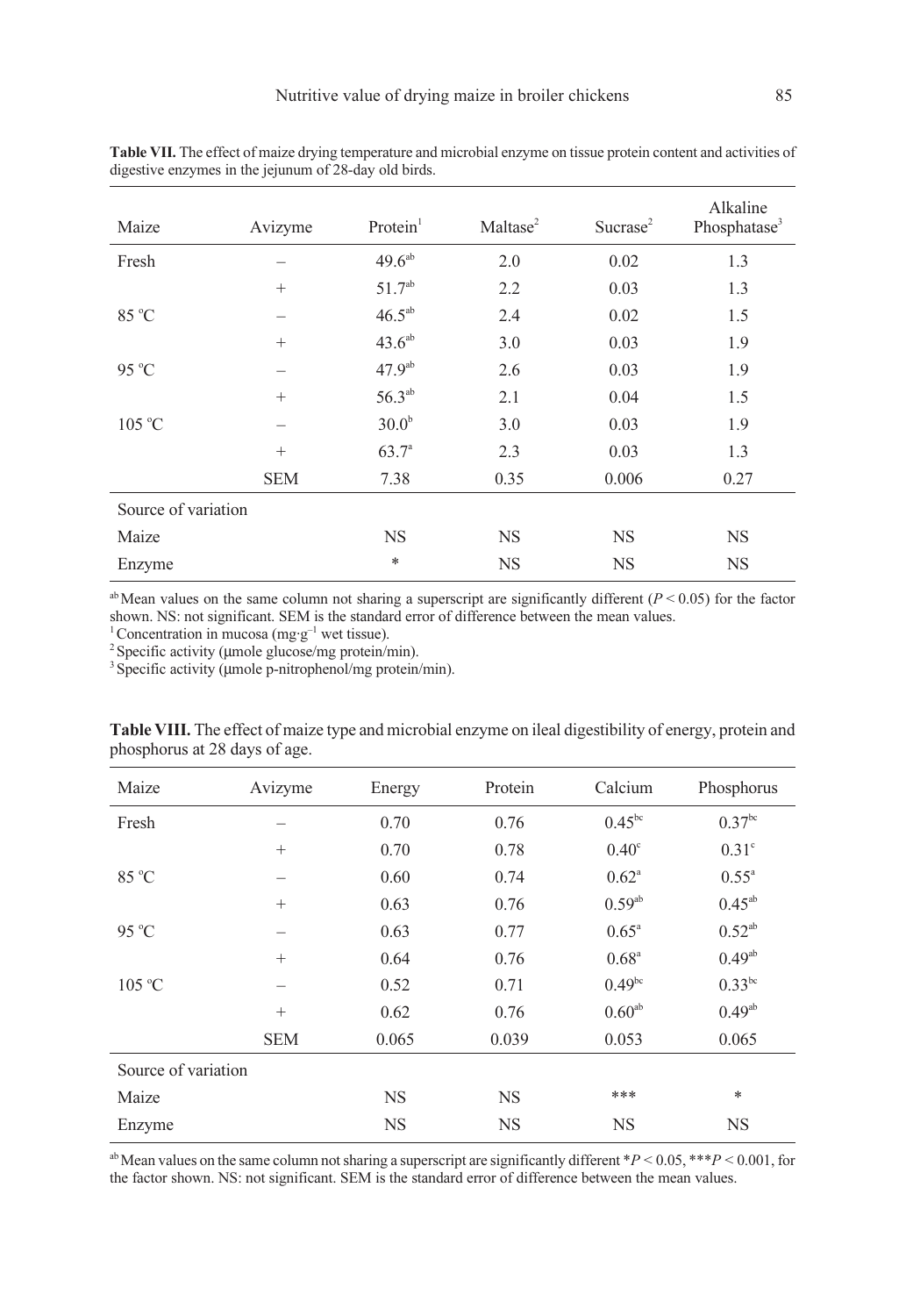**Table VII.** The effect of maize drying temperature and microbial enzyme on tissue protein content and activities of digestive enzymes in the jejunum of 28-day old birds.

| Maize | Avizyme | Protein[1] | Maltase[2] | Sucrase[2] | Alkaline Phosphatase[3] |
|---|---|---|---|---|---|
| Fresh | – | 49.6[ab] | 2.0 | 0.02 | 1.3 |
| | + | 51.7[ab] | 2.2 | 0.03 | 1.3 |
| 85 °C | – | 46.5[ab] | 2.4 | 0.02 | 1.5 |
| | + | 43.6[ab] | 3.0 | 0.03 | 1.9 |
| 95 °C | – | 47.9[ab] | 2.6 | 0.03 | 1.9 |
| | + | 56.3[ab] | 2.1 | 0.04 | 1.5 |
| 105 °C | – | 30.0[b] | 3.0 | 0.03 | 1.9 |
| | + | 63.7[a] | 2.3 | 0.03 | 1.3 |
| | SEM | 7.38 | 0.35 | 0.006 | 0.27 |
| Source of variation | | | | | |
| Maize | | NS | NS | NS | NS |
| Enzyme | | * | NS | NS | NS |

[ab] Mean values on the same column not sharing a superscript are significantly different ($P < 0.05$) for the factor shown. NS: not significant. SEM is the standard error of difference between the mean values.
[1] Concentration in mucosa ($mg \cdot g^{-1}$ wet tissue).
[2] Specific activity (μmole glucose/mg protein/min).
[3] Specific activity (μmole p-nitrophenol/mg protein/min).

**Table VIII.** The effect of maize type and microbial enzyme on ileal digestibility of energy, protein and phosphorus at 28 days of age.

| Maize | Avizyme | Energy | Protein | Calcium | Phosphorus |
|---|---|---|---|---|---|
| Fresh | – | 0.70 | 0.76 | 0.45[bc] | 0.37[bc] |
| | + | 0.70 | 0.78 | 0.40[c] | 0.31[c] |
| 85 °C | – | 0.60 | 0.74 | 0.62[a] | 0.55[a] |
| | + | 0.63 | 0.76 | 0.59[ab] | 0.45[ab] |
| 95 °C | – | 0.63 | 0.77 | 0.65[a] | 0.52[ab] |
| | + | 0.64 | 0.76 | 0.68[a] | 0.49[ab] |
| 105 °C | – | 0.52 | 0.71 | 0.49[bc] | 0.33[bc] |
| | + | 0.62 | 0.76 | 0.60[ab] | 0.49[ab] |
| | SEM | 0.065 | 0.039 | 0.053 | 0.065 |
| Source of variation | | | | | |
| Maize | | NS | NS | *** | * |
| Enzyme | | NS | NS | NS | NS |

[ab] Mean values on the same column not sharing a superscript are significantly different *$P < 0.05$, ***$P < 0.001$, for the factor shown. NS: not significant. SEM is the standard error of difference between the mean values.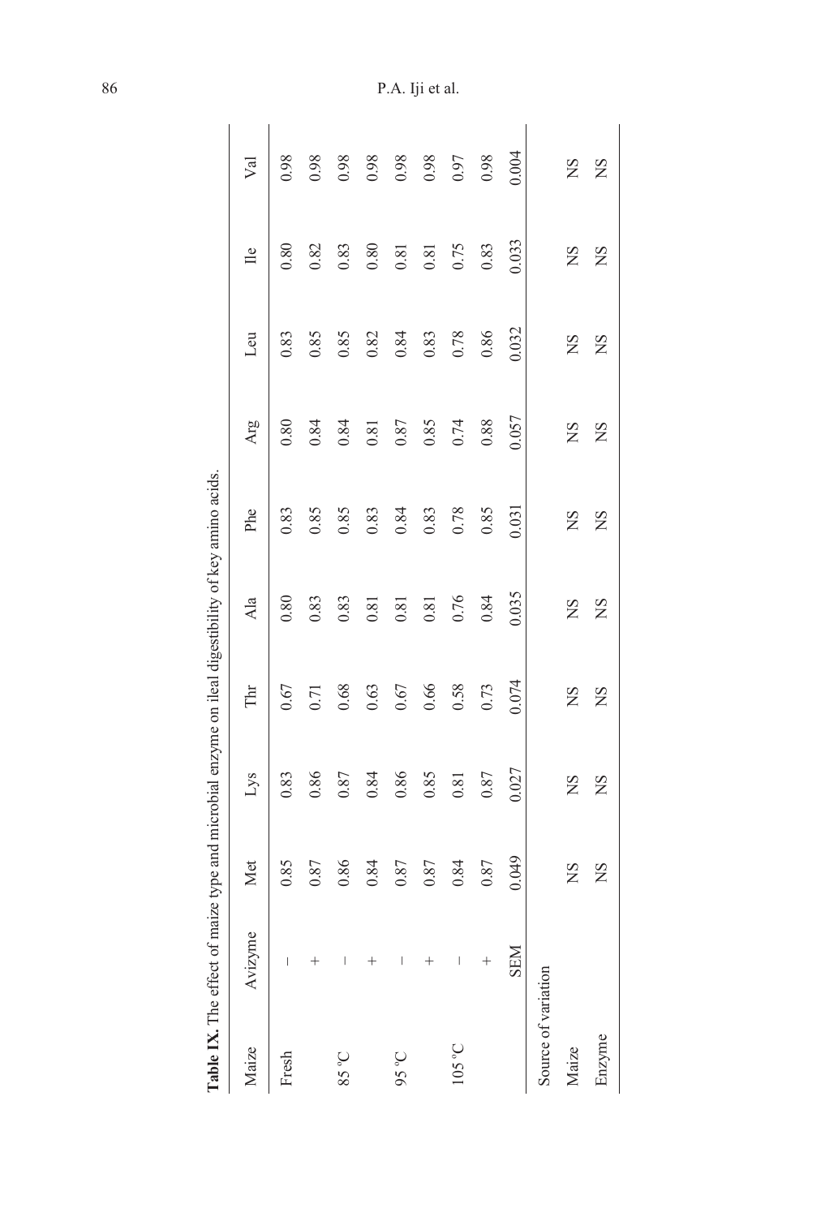**Table IX.** The effect of maize type and microbial enzyme on ileal digestibility of key amino acids.

| Maize | Avizyme | Met | Lys | Thr | Ala | Phe | Arg | Leu | Ile | Val |
|---|---|---|---|---|---|---|---|---|---|---|
| Fresh | – | 0.85 | 0.83 | 0.67 | 0.80 | 0.83 | 0.80 | 0.83 | 0.80 | 0.98 |
| | + | 0.87 | 0.86 | 0.71 | 0.83 | 0.85 | 0.84 | 0.85 | 0.82 | 0.98 |
| 85 °C | – | 0.86 | 0.87 | 0.68 | 0.83 | 0.85 | 0.84 | 0.85 | 0.83 | 0.98 |
| | + | 0.84 | 0.84 | 0.63 | 0.81 | 0.83 | 0.81 | 0.82 | 0.80 | 0.98 |
| 95 °C | – | 0.87 | 0.86 | 0.67 | 0.81 | 0.84 | 0.87 | 0.84 | 0.81 | 0.98 |
| | + | 0.87 | 0.85 | 0.66 | 0.81 | 0.83 | 0.85 | 0.83 | 0.81 | 0.98 |
| 105 °C | – | 0.84 | 0.81 | 0.58 | 0.76 | 0.78 | 0.74 | 0.78 | 0.75 | 0.97 |
| | + | 0.87 | 0.87 | 0.73 | 0.84 | 0.85 | 0.88 | 0.86 | 0.83 | 0.98 |
| | SEM | 0.049 | 0.027 | 0.074 | 0.035 | 0.031 | 0.057 | 0.032 | 0.033 | 0.004 |
| Source of variation | | | | | | | | | | |
| Maize | | NS | NS | NS | NS | NS | NS | NS | NS | NS |
| Enzyme | | NS | NS | NS | NS | NS | NS | NS | NS | NS |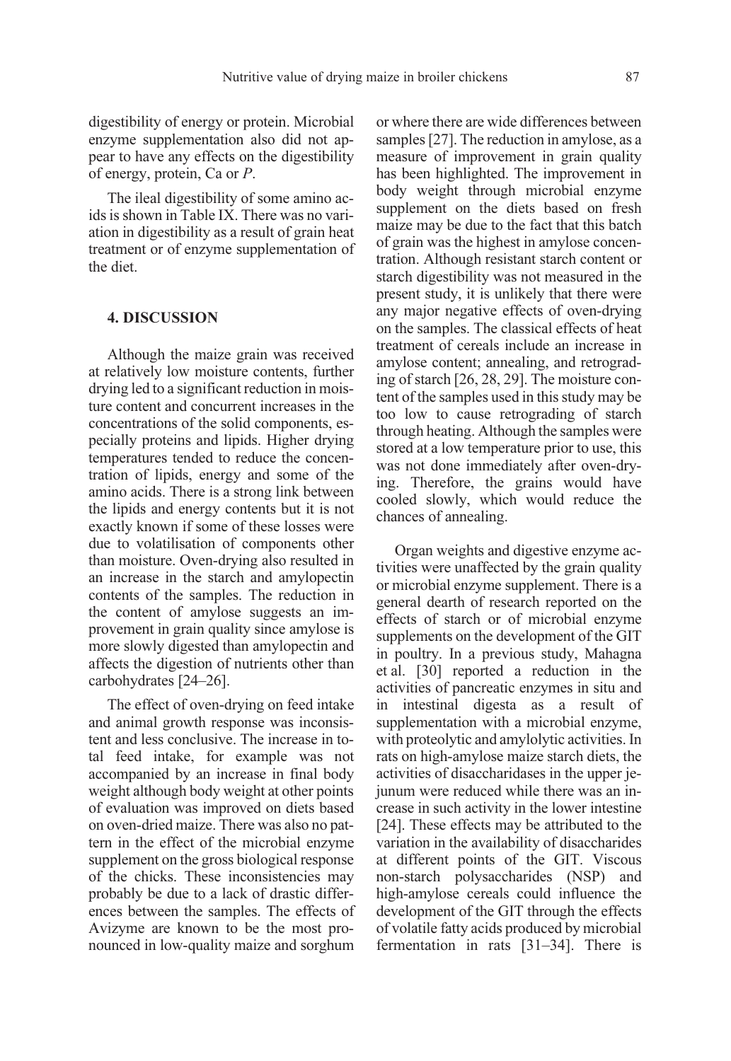digestibility of energy or protein. Microbial enzyme supplementation also did not appear to have any effects on the digestibility of energy, protein, Ca or *P*.

The ileal digestibility of some amino acids is shown in Table IX. There was no variation in digestibility as a result of grain heat treatment or of enzyme supplementation of the diet.

## 4. DISCUSSION

Although the maize grain was received at relatively low moisture contents, further drying led to a significant reduction in moisture content and concurrent increases in the concentrations of the solid components, especially proteins and lipids. Higher drying temperatures tended to reduce the concentration of lipids, energy and some of the amino acids. There is a strong link between the lipids and energy contents but it is not exactly known if some of these losses were due to volatilisation of components other than moisture. Oven-drying also resulted in an increase in the starch and amylopectin contents of the samples. The reduction in the content of amylose suggests an improvement in grain quality since amylose is more slowly digested than amylopectin and affects the digestion of nutrients other than carbohydrates [24–26].

The effect of oven-drying on feed intake and animal growth response was inconsistent and less conclusive. The increase in total feed intake, for example was not accompanied by an increase in final body weight although body weight at other points of evaluation was improved on diets based on oven-dried maize. There was also no pattern in the effect of the microbial enzyme supplement on the gross biological response of the chicks. These inconsistencies may probably be due to a lack of drastic differences between the samples. The effects of Avizyme are known to be the most pronounced in low-quality maize and sorghum or where there are wide differences between samples [27]. The reduction in amylose, as a measure of improvement in grain quality has been highlighted. The improvement in body weight through microbial enzyme supplement on the diets based on fresh maize may be due to the fact that this batch of grain was the highest in amylose concentration. Although resistant starch content or starch digestibility was not measured in the present study, it is unlikely that there were any major negative effects of oven-drying on the samples. The classical effects of heat treatment of cereals include an increase in amylose content; annealing, and retrograding of starch [26, 28, 29]. The moisture content of the samples used in this study may be too low to cause retrograding of starch through heating. Although the samples were stored at a low temperature prior to use, this was not done immediately after oven-drying. Therefore, the grains would have cooled slowly, which would reduce the chances of annealing.

Organ weights and digestive enzyme activities were unaffected by the grain quality or microbial enzyme supplement. There is a general dearth of research reported on the effects of starch or of microbial enzyme supplements on the development of the GIT in poultry. In a previous study, Mahagna et al. [30] reported a reduction in the activities of pancreatic enzymes in situ and in intestinal digesta as a result of supplementation with a microbial enzyme, with proteolytic and amylolytic activities. In rats on high-amylose maize starch diets, the activities of disaccharidases in the upper jejunum were reduced while there was an increase in such activity in the lower intestine [24]. These effects may be attributed to the variation in the availability of disaccharides at different points of the GIT. Viscous non-starch polysaccharides (NSP) and high-amylose cereals could influence the development of the GIT through the effects of volatile fatty acids produced by microbial fermentation in rats [31–34]. There is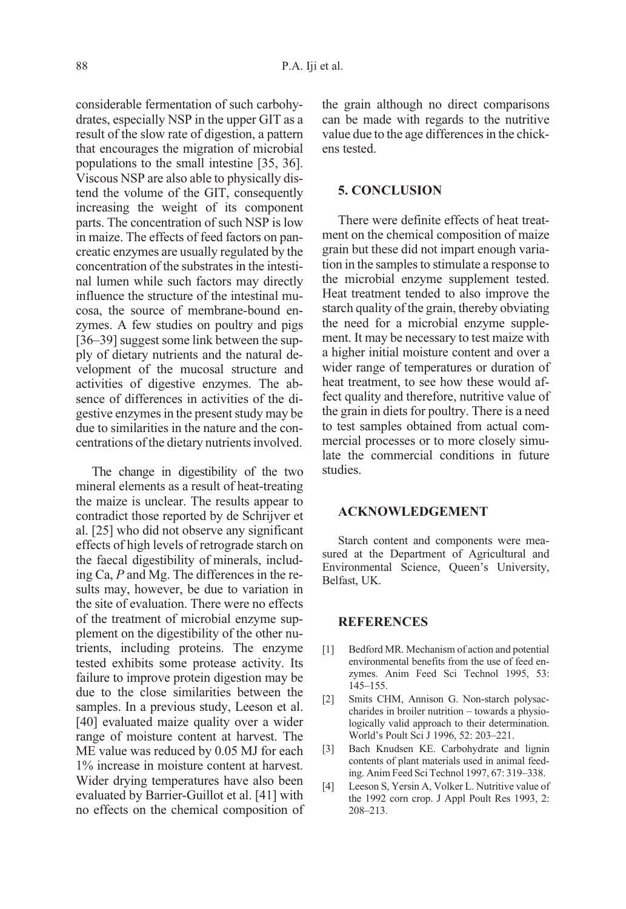considerable fermentation of such carbohydrates, especially NSP in the upper GIT as a result of the slow rate of digestion, a pattern that encourages the migration of microbial populations to the small intestine [35, 36]. Viscous NSP are also able to physically distend the volume of the GIT, consequently increasing the weight of its component parts. The concentration of such NSP is low in maize. The effects of feed factors on pancreatic enzymes are usually regulated by the concentration of the substrates in the intestinal lumen while such factors may directly influence the structure of the intestinal mucosa, the source of membrane-bound enzymes. A few studies on poultry and pigs [36–39] suggest some link between the supply of dietary nutrients and the natural development of the mucosal structure and activities of digestive enzymes. The absence of differences in activities of the digestive enzymes in the present study may be due to similarities in the nature and the concentrations of the dietary nutrients involved.

The change in digestibility of the two mineral elements as a result of heat-treating the maize is unclear. The results appear to contradict those reported by de Schrijver et al. [25] who did not observe any significant effects of high levels of retrograde starch on the faecal digestibility of minerals, including Ca, *P* and Mg. The differences in the results may, however, be due to variation in the site of evaluation. There were no effects of the treatment of microbial enzyme supplement on the digestibility of the other nutrients, including proteins. The enzyme tested exhibits some protease activity. Its failure to improve protein digestion may be due to the close similarities between the samples. In a previous study, Leeson et al. [40] evaluated maize quality over a wider range of moisture content at harvest. The ME value was reduced by 0.05 MJ for each 1% increase in moisture content at harvest. Wider drying temperatures have also been evaluated by Barrier-Guillot et al. [41] with no effects on the chemical composition of the grain although no direct comparisons can be made with regards to the nutritive value due to the age differences in the chickens tested.

## 5. CONCLUSION

There were definite effects of heat treatment on the chemical composition of maize grain but these did not impart enough variation in the samples to stimulate a response to the microbial enzyme supplement tested. Heat treatment tended to also improve the starch quality of the grain, thereby obviating the need for a microbial enzyme supplement. It may be necessary to test maize with a higher initial moisture content and over a wider range of temperatures or duration of heat treatment, to see how these would affect quality and therefore, nutritive value of the grain in diets for poultry. There is a need to test samples obtained from actual commercial processes or to more closely simulate the commercial conditions in future studies.

## ACKNOWLEDGEMENT

Starch content and components were measured at the Department of Agricultural and Environmental Science, Queen's University, Belfast, UK.

## REFERENCES

[1] Bedford MR. Mechanism of action and potential environmental benefits from the use of feed enzymes. Anim Feed Sci Technol 1995, 53: 145–155.

[2] Smits CHM, Annison G. Non-starch polysaccharides in broiler nutrition – towards a physiologically valid approach to their determination. World's Poult Sci J 1996, 52: 203–221.

[3] Bach Knudsen KE. Carbohydrate and lignin contents of plant materials used in animal feeding. Anim Feed Sci Technol 1997, 67: 319–338.

[4] Leeson S, Yersin A, Volker L. Nutritive value of the 1992 corn crop. J Appl Poult Res 1993, 2: 208–213.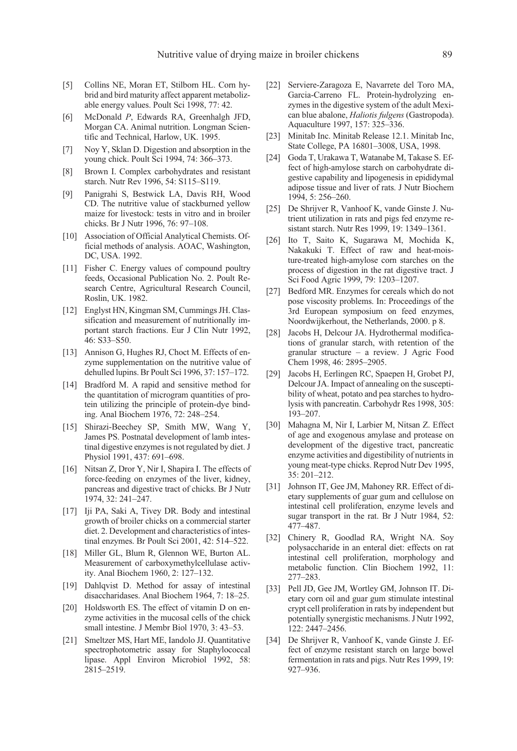[5] Collins NE, Moran ET, Stilborn HL. Corn hybrid and bird maturity affect apparent metabolizable energy values. Poult Sci 1998, 77: 42.

[6] McDonald *P*, Edwards RA, Greenhalgh JFD, Morgan CA. Animal nutrition. Longman Scientific and Technical, Harlow, UK. 1995.

[7] Noy Y, Sklan D. Digestion and absorption in the young chick. Poult Sci 1994, 74: 366–373.

[8] Brown I. Complex carbohydrates and resistant starch. Nutr Rev 1996, 54: S115–S119.

[9] Panigrahi S, Bestwick LA, Davis RH, Wood CD. The nutritive value of stackburned yellow maize for livestock: tests in vitro and in broiler chicks. Br J Nutr 1996, 76: 97–108.

[10] Association of Official Analytical Chemists. Official methods of analysis. AOAC, Washington, DC, USA. 1992.

[11] Fisher C. Energy values of compound poultry feeds, Occasional Publication No. 2. Poult Research Centre, Agricultural Research Council, Roslin, UK. 1982.

[12] Englyst HN, Kingman SM, Cummings JH. Classification and measurement of nutritionally important starch fractions. Eur J Clin Nutr 1992, 46: S33–S50.

[13] Annison G, Hughes RJ, Choct M. Effects of enzyme supplementation on the nutritive value of dehulled lupins. Br Poult Sci 1996, 37: 157–172.

[14] Bradford M. A rapid and sensitive method for the quantitation of microgram quantities of protein utilizing the principle of protein-dye binding. Anal Biochem 1976, 72: 248–254.

[15] Shirazi-Beechey SP, Smith MW, Wang Y, James PS. Postnatal development of lamb intestinal digestive enzymes is not regulated by diet. J Physiol 1991, 437: 691–698.

[16] Nitsan Z, Dror Y, Nir I, Shapira I. The effects of force-feeding on enzymes of the liver, kidney, pancreas and digestive tract of chicks. Br J Nutr 1974, 32: 241–247.

[17] Iji PA, Saki A, Tivey DR. Body and intestinal growth of broiler chicks on a commercial starter diet. 2. Development and characteristics of intestinal enzymes. Br Poult Sci 2001, 42: 514–522.

[18] Miller GL, Blum R, Glennon WE, Burton AL. Measurement of carboxymethylcellulase activity. Anal Biochem 1960, 2: 127–132.

[19] Dahlqvist D. Method for assay of intestinal disaccharidases. Anal Biochem 1964, 7: 18–25.

[20] Holdsworth ES. The effect of vitamin D on enzyme activities in the mucosal cells of the chick small intestine. J Membr Biol 1970, 3: 43–53.

[21] Smeltzer MS, Hart ME, Iandolo JJ. Quantitative spectrophotometric assay for Staphylococcal lipase. Appl Environ Microbiol 1992, 58: 2815–2519.

[22] Serviere-Zaragoza E, Navarrete del Toro MA, Garcia-Carreno FL. Protein-hydrolyzing enzymes in the digestive system of the adult Mexican blue abalone, *Haliotis fulgens* (Gastropoda). Aquaculture 1997, 157: 325–336.

[23] Minitab Inc. Minitab Release 12.1. Minitab Inc, State College, PA 16801–3008, USA, 1998.

[24] Goda T, Urakawa T, Watanabe M, Takase S. Effect of high-amylose starch on carbohydrate digestive capability and lipogenesis in epididymal adipose tissue and liver of rats. J Nutr Biochem 1994, 5: 256–260.

[25] De Shrijver R, Vanhoof K, vande Ginste J. Nutrient utilization in rats and pigs fed enzyme resistant starch. Nutr Res 1999, 19: 1349–1361.

[26] Ito T, Saito K, Sugarawa M, Mochida K, Nakakuki T. Effect of raw and heat-moisture-treated high-amylose corn starches on the process of digestion in the rat digestive tract. J Sci Food Agric 1999, 79: 1203–1207.

[27] Bedford MR. Enzymes for cereals which do not pose viscosity problems. In: Proceedings of the 3rd European symposium on feed enzymes, Noordwijkerhout, the Netherlands, 2000. p 8.

[28] Jacobs H, Delcour JA. Hydrothermal modifications of granular starch, with retention of the granular structure – a review. J Agric Food Chem 1998, 46: 2895–2905.

[29] Jacobs H, Eerlingen RC, Spaepen H, Grobet PJ, Delcour JA. Impact of annealing on the susceptibility of wheat, potato and pea starches to hydrolysis with pancreatin. Carbohydr Res 1998, 305: 193–207.

[30] Mahagna M, Nir I, Larbier M, Nitsan Z. Effect of age and exogenous amylase and protease on development of the digestive tract, pancreatic enzyme activities and digestibility of nutrients in young meat-type chicks. Reprod Nutr Dev 1995, 35: 201–212.

[31] Johnson IT, Gee JM, Mahoney RR. Effect of dietary supplements of guar gum and cellulose on intestinal cell proliferation, enzyme levels and sugar transport in the rat. Br J Nutr 1984, 52: 477–487.

[32] Chinery R, Goodlad RA, Wright NA. Soy polysaccharide in an enteral diet: effects on rat intestinal cell proliferation, morphology and metabolic function. Clin Biochem 1992, 11: 277–283.

[33] Pell JD, Gee JM, Wortley GM, Johnson IT. Dietary corn oil and guar gum stimulate intestinal crypt cell proliferation in rats by independent but potentially synergistic mechanisms. J Nutr 1992, 122: 2447–2456.

[34] De Shrijver R, Vanhoof K, vande Ginste J. Effect of enzyme resistant starch on large bowel fermentation in rats and pigs. Nutr Res 1999, 19: 927–936.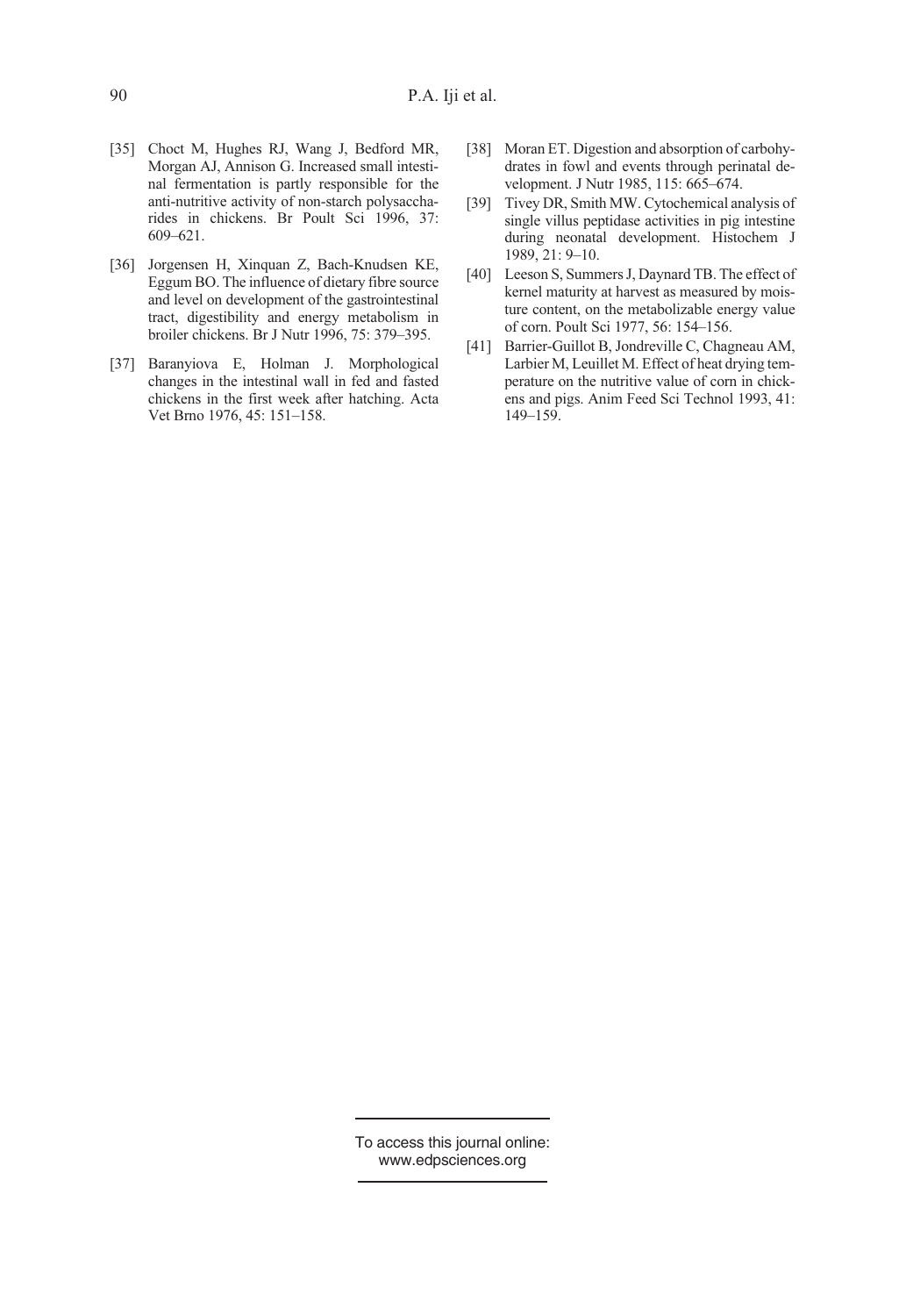[35] Choct M, Hughes RJ, Wang J, Bedford MR, Morgan AJ, Annison G. Increased small intestinal fermentation is partly responsible for the anti-nutritive activity of non-starch polysaccharides in chickens. Br Poult Sci 1996, 37: 609–621.

[36] Jorgensen H, Xinquan Z, Bach-Knudsen KE, Eggum BO. The influence of dietary fibre source and level on development of the gastrointestinal tract, digestibility and energy metabolism in broiler chickens. Br J Nutr 1996, 75: 379–395.

[37] Baranyiova E, Holman J. Morphological changes in the intestinal wall in fed and fasted chickens in the first week after hatching. Acta Vet Brno 1976, 45: 151–158.

[38] Moran ET. Digestion and absorption of carbohydrates in fowl and events through perinatal development. J Nutr 1985, 115: 665–674.

[39] Tivey DR, Smith MW. Cytochemical analysis of single villus peptidase activities in pig intestine during neonatal development. Histochem J 1989, 21: 9–10.

[40] Leeson S, Summers J, Daynard TB. The effect of kernel maturity at harvest as measured by moisture content, on the metabolizable energy value of corn. Poult Sci 1977, 56: 154–156.

[41] Barrier-Guillot B, Jondreville C, Chagneau AM, Larbier M, Leuillet M. Effect of heat drying temperature on the nutritive value of corn in chickens and pigs. Anim Feed Sci Technol 1993, 41: 149–159.

To access this journal online:
www.edpsciences.org